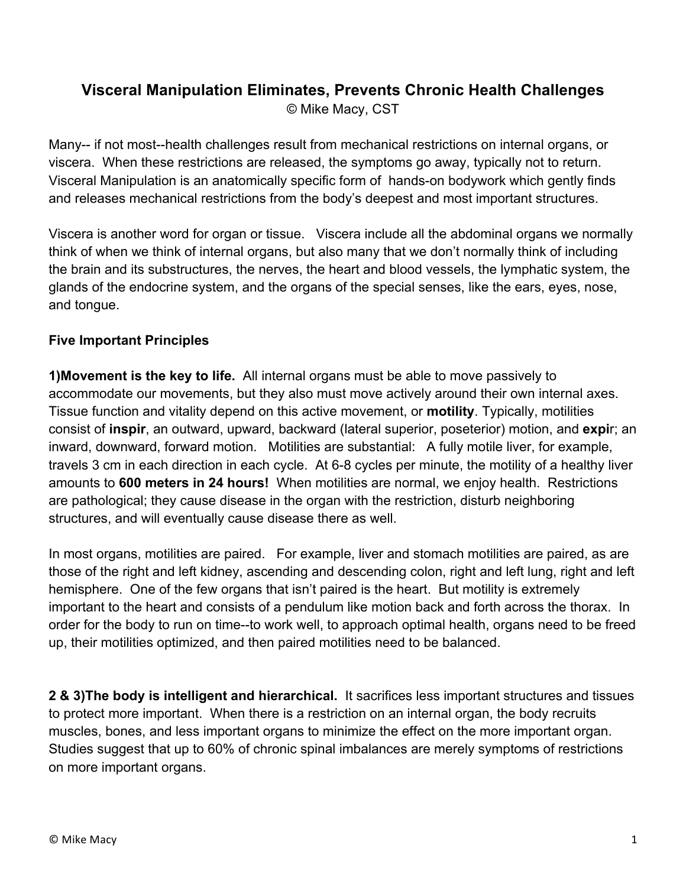# Visceral Manipulation Eliminates, Prevents Chronic Health Challenges

© Mike Macy, CST

Many-- if not most--health challenges result from mechanical restrictions on internal organs, or viscera. When these restrictions are released, the symptoms go away, typically not to return. Visceral Manipulation is an anatomically specific form of hands-on bodywork which gently finds and releases mechanical restrictions from the body's deepest and most important structures.

Viscera is another word for organ or tissue. Viscera include all the abdominal organs we normally think of when we think of internal organs, but also many that we don't normally think of including the brain and its substructures, the nerves, the heart and blood vessels, the lymphatic system, the glands of the endocrine system, and the organs of the special senses, like the ears, eyes, nose, and tongue.

**Five Important Principles**

**1)Movement is the key to life.** All internal organs must be able to move passively to accommodate our movements, but they also must move actively around their own internal axes. Tissue function and vitality depend on this active movement, or **motility**. Typically, motilities consist of **inspir**, an outward, upward, backward (lateral superior, poseterior) motion, and **expi**r; an inward, downward, forward motion. Motilities are substantial: A fully motile liver, for example, travels 3 cm in each direction in each cycle. At 6-8 cycles per minute, the motility of a healthy liver amounts to **600 meters in 24 hours!** When motilities are normal, we enjoy health. Restrictions are pathological; they cause disease in the organ with the restriction, disturb neighboring structures, and will eventually cause disease there as well.

In most organs, motilities are paired. For example, liver and stomach motilities are paired, as are those of the right and left kidney, ascending and descending colon, right and left lung, right and left hemisphere. One of the few organs that isn't paired is the heart. But motility is extremely important to the heart and consists of a pendulum like motion back and forth across the thorax. In order for the body to run on time--to work well, to approach optimal health, organs need to be freed up, their motilities optimized, and then paired motilities need to be balanced.

**2 & 3)The body is intelligent and hierarchical.** It sacrifices less important structures and tissues to protect more important. When there is a restriction on an internal organ, the body recruits muscles, bones, and less important organs to minimize the effect on the more important organ. Studies suggest that up to 60% of chronic spinal imbalances are merely symptoms of restrictions on more important organs.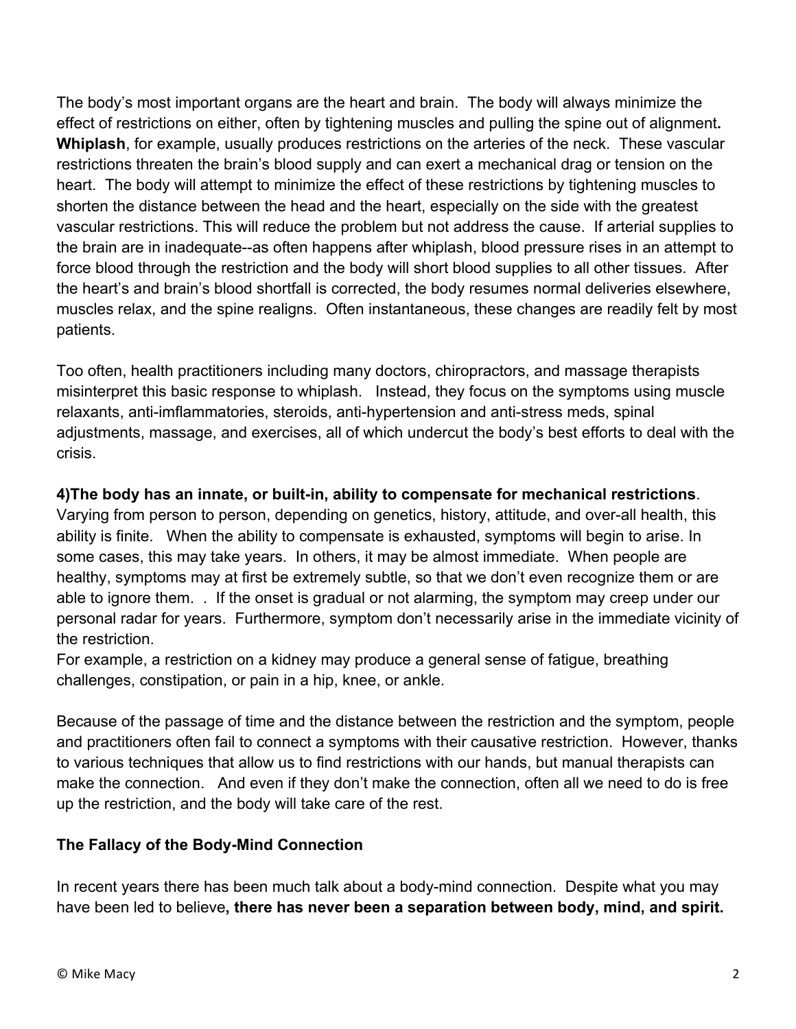The body's most important organs are the heart and brain. The body will always minimize the effect of restrictions on either, often by tightening muscles and pulling the spine out of alignment**.** **Whiplash**, for example, usually produces restrictions on the arteries of the neck. These vascular restrictions threaten the brain's blood supply and can exert a mechanical drag or tension on the heart. The body will attempt to minimize the effect of these restrictions by tightening muscles to shorten the distance between the head and the heart, especially on the side with the greatest vascular restrictions. This will reduce the problem but not address the cause. If arterial supplies to the brain are in inadequate--as often happens after whiplash, blood pressure rises in an attempt to force blood through the restriction and the body will short blood supplies to all other tissues. After the heart's and brain's blood shortfall is corrected, the body resumes normal deliveries elsewhere, muscles relax, and the spine realigns. Often instantaneous, these changes are readily felt by most patients.

Too often, health practitioners including many doctors, chiropractors, and massage therapists misinterpret this basic response to whiplash. Instead, they focus on the symptoms using muscle relaxants, anti-imflammatories, steroids, anti-hypertension and anti-stress meds, spinal adjustments, massage, and exercises, all of which undercut the body's best efforts to deal with the crisis.

**4)The body has an innate, or built-in, ability to compensate for mechanical restrictions**. Varying from person to person, depending on genetics, history, attitude, and over-all health, this ability is finite. When the ability to compensate is exhausted, symptoms will begin to arise. In some cases, this may take years. In others, it may be almost immediate. When people are healthy, symptoms may at first be extremely subtle, so that we don't even recognize them or are able to ignore them. . If the onset is gradual or not alarming, the symptom may creep under our personal radar for years. Furthermore, symptom don't necessarily arise in the immediate vicinity of the restriction.
For example, a restriction on a kidney may produce a general sense of fatigue, breathing challenges, constipation, or pain in a hip, knee, or ankle.

Because of the passage of time and the distance between the restriction and the symptom, people and practitioners often fail to connect a symptoms with their causative restriction. However, thanks to various techniques that allow us to find restrictions with our hands, but manual therapists can make the connection. And even if they don't make the connection, often all we need to do is free up the restriction, and the body will take care of the rest.

**The Fallacy of the Body-Mind Connection**

In recent years there has been much talk about a body-mind connection. Despite what you may have been led to believe**, there has never been a separation between body, mind, and spirit.**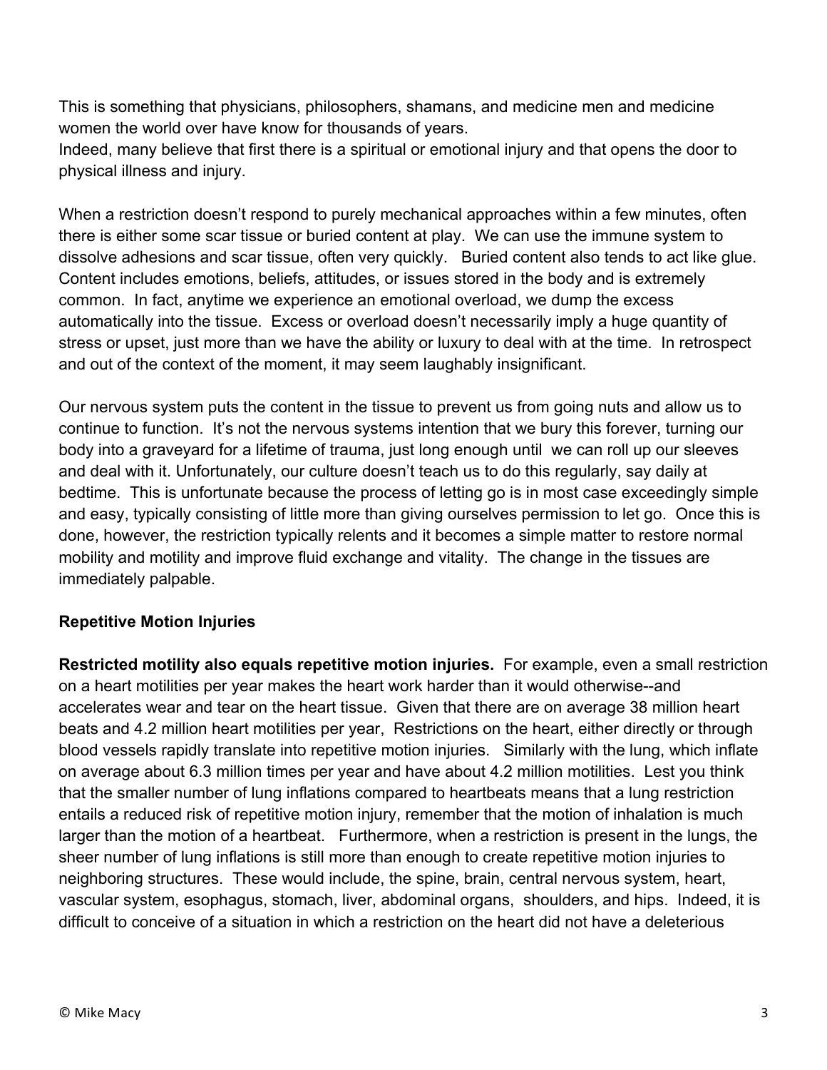This is something that physicians, philosophers, shamans, and medicine men and medicine women the world over have know for thousands of years.
Indeed, many believe that first there is a spiritual or emotional injury and that opens the door to physical illness and injury.

When a restriction doesn't respond to purely mechanical approaches within a few minutes, often there is either some scar tissue or buried content at play. We can use the immune system to dissolve adhesions and scar tissue, often very quickly. Buried content also tends to act like glue. Content includes emotions, beliefs, attitudes, or issues stored in the body and is extremely common. In fact, anytime we experience an emotional overload, we dump the excess automatically into the tissue. Excess or overload doesn't necessarily imply a huge quantity of stress or upset, just more than we have the ability or luxury to deal with at the time. In retrospect and out of the context of the moment, it may seem laughably insignificant.

Our nervous system puts the content in the tissue to prevent us from going nuts and allow us to continue to function. It's not the nervous systems intention that we bury this forever, turning our body into a graveyard for a lifetime of trauma, just long enough until we can roll up our sleeves and deal with it. Unfortunately, our culture doesn't teach us to do this regularly, say daily at bedtime. This is unfortunate because the process of letting go is in most case exceedingly simple and easy, typically consisting of little more than giving ourselves permission to let go. Once this is done, however, the restriction typically relents and it becomes a simple matter to restore normal mobility and motility and improve fluid exchange and vitality. The change in the tissues are immediately palpable.

**Repetitive Motion Injuries**

**Restricted motility also equals repetitive motion injuries.** For example, even a small restriction on a heart motilities per year makes the heart work harder than it would otherwise--and accelerates wear and tear on the heart tissue. Given that there are on average 38 million heart beats and 4.2 million heart motilities per year, Restrictions on the heart, either directly or through blood vessels rapidly translate into repetitive motion injuries. Similarly with the lung, which inflate on average about 6.3 million times per year and have about 4.2 million motilities. Lest you think that the smaller number of lung inflations compared to heartbeats means that a lung restriction entails a reduced risk of repetitive motion injury, remember that the motion of inhalation is much larger than the motion of a heartbeat. Furthermore, when a restriction is present in the lungs, the sheer number of lung inflations is still more than enough to create repetitive motion injuries to neighboring structures. These would include, the spine, brain, central nervous system, heart, vascular system, esophagus, stomach, liver, abdominal organs, shoulders, and hips. Indeed, it is difficult to conceive of a situation in which a restriction on the heart did not have a deleterious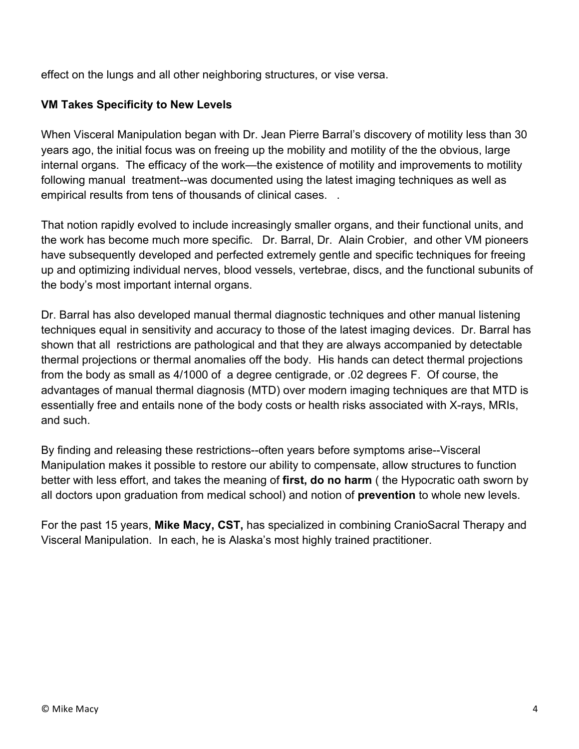effect on the lungs and all other neighboring structures, or vise versa.

**VM Takes Specificity to New Levels**

When Visceral Manipulation began with Dr. Jean Pierre Barral's discovery of motility less than 30 years ago, the initial focus was on freeing up the mobility and motility of the the obvious, large internal organs. The efficacy of the work—the existence of motility and improvements to motility following manual treatment--was documented using the latest imaging techniques as well as empirical results from tens of thousands of clinical cases. .

That notion rapidly evolved to include increasingly smaller organs, and their functional units, and the work has become much more specific. Dr. Barral, Dr. Alain Crobier, and other VM pioneers have subsequently developed and perfected extremely gentle and specific techniques for freeing up and optimizing individual nerves, blood vessels, vertebrae, discs, and the functional subunits of the body's most important internal organs.

Dr. Barral has also developed manual thermal diagnostic techniques and other manual listening techniques equal in sensitivity and accuracy to those of the latest imaging devices. Dr. Barral has shown that all restrictions are pathological and that they are always accompanied by detectable thermal projections or thermal anomalies off the body. His hands can detect thermal projections from the body as small as 4/1000 of a degree centigrade, or .02 degrees F. Of course, the advantages of manual thermal diagnosis (MTD) over modern imaging techniques are that MTD is essentially free and entails none of the body costs or health risks associated with X-rays, MRIs, and such.

By finding and releasing these restrictions--often years before symptoms arise--Visceral Manipulation makes it possible to restore our ability to compensate, allow structures to function better with less effort, and takes the meaning of **first, do no harm** ( the Hypocratic oath sworn by all doctors upon graduation from medical school) and notion of **prevention** to whole new levels.

For the past 15 years, **Mike Macy, CST,** has specialized in combining CranioSacral Therapy and Visceral Manipulation. In each, he is Alaska's most highly trained practitioner.

© Mike Macy